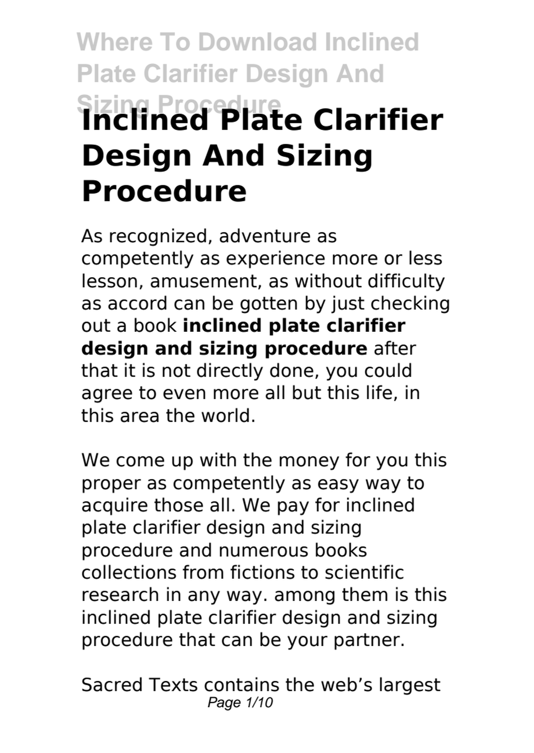# Inclined Plate Clarifier Design And Sizing Procedure

As recognized, adventure as competently as experience more or less lesson, amusement, as without difficulty as accord can be gotten by just checking out a book **inclined plate clarifier design and sizing procedure** after that it is not directly done, you could agree to even more all but this life, in this area the world.

We come up with the money for you this proper as competently as easy way to acquire those all. We pay for inclined plate clarifier design and sizing procedure and numerous books collections from fictions to scientific research in any way. among them is this inclined plate clarifier design and sizing procedure that can be your partner.

Sacred Texts contains the web's largest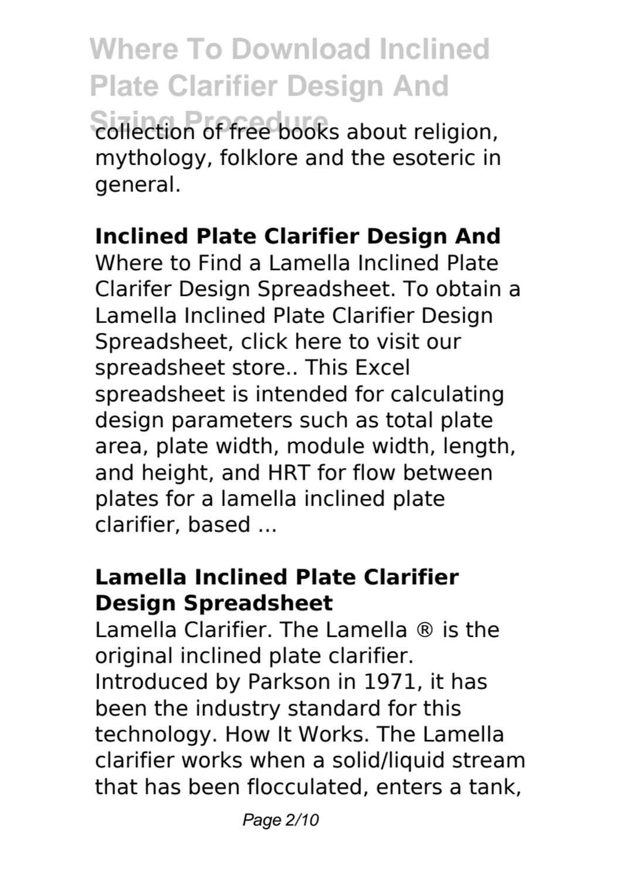collection of free books about religion, mythology, folklore and the esoteric in general.

**Inclined Plate Clarifier Design And**

Where to Find a Lamella Inclined Plate Clarifer Design Spreadsheet. To obtain a Lamella Inclined Plate Clarifier Design Spreadsheet, click here to visit our spreadsheet store.. This Excel spreadsheet is intended for calculating design parameters such as total plate area, plate width, module width, length, and height, and HRT for flow between plates for a lamella inclined plate clarifier, based ...

**Lamella Inclined Plate Clarifier Design Spreadsheet**

Lamella Clarifier. The Lamella ® is the original inclined plate clarifier. Introduced by Parkson in 1971, it has been the industry standard for this technology. How It Works. The Lamella clarifier works when a solid/liquid stream that has been flocculated, enters a tank,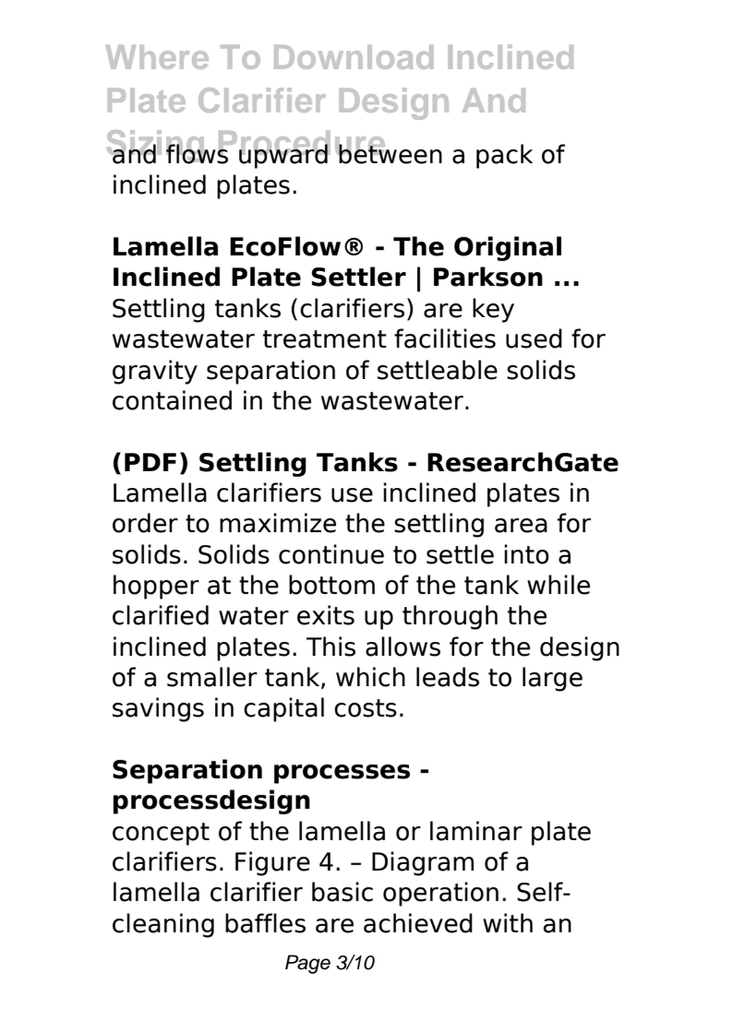and flows upward between a pack of inclined plates.

**Lamella EcoFlow® - The Original Inclined Plate Settler | Parkson ...**

Settling tanks (clarifiers) are key wastewater treatment facilities used for gravity separation of settleable solids contained in the wastewater.

**(PDF) Settling Tanks - ResearchGate**

Lamella clarifiers use inclined plates in order to maximize the settling area for solids. Solids continue to settle into a hopper at the bottom of the tank while clarified water exits up through the inclined plates. This allows for the design of a smaller tank, which leads to large savings in capital costs.

**Separation processes - processdesign**

concept of the lamella or laminar plate clarifiers. Figure 4. – Diagram of a lamella clarifier basic operation. Self-cleaning baffles are achieved with an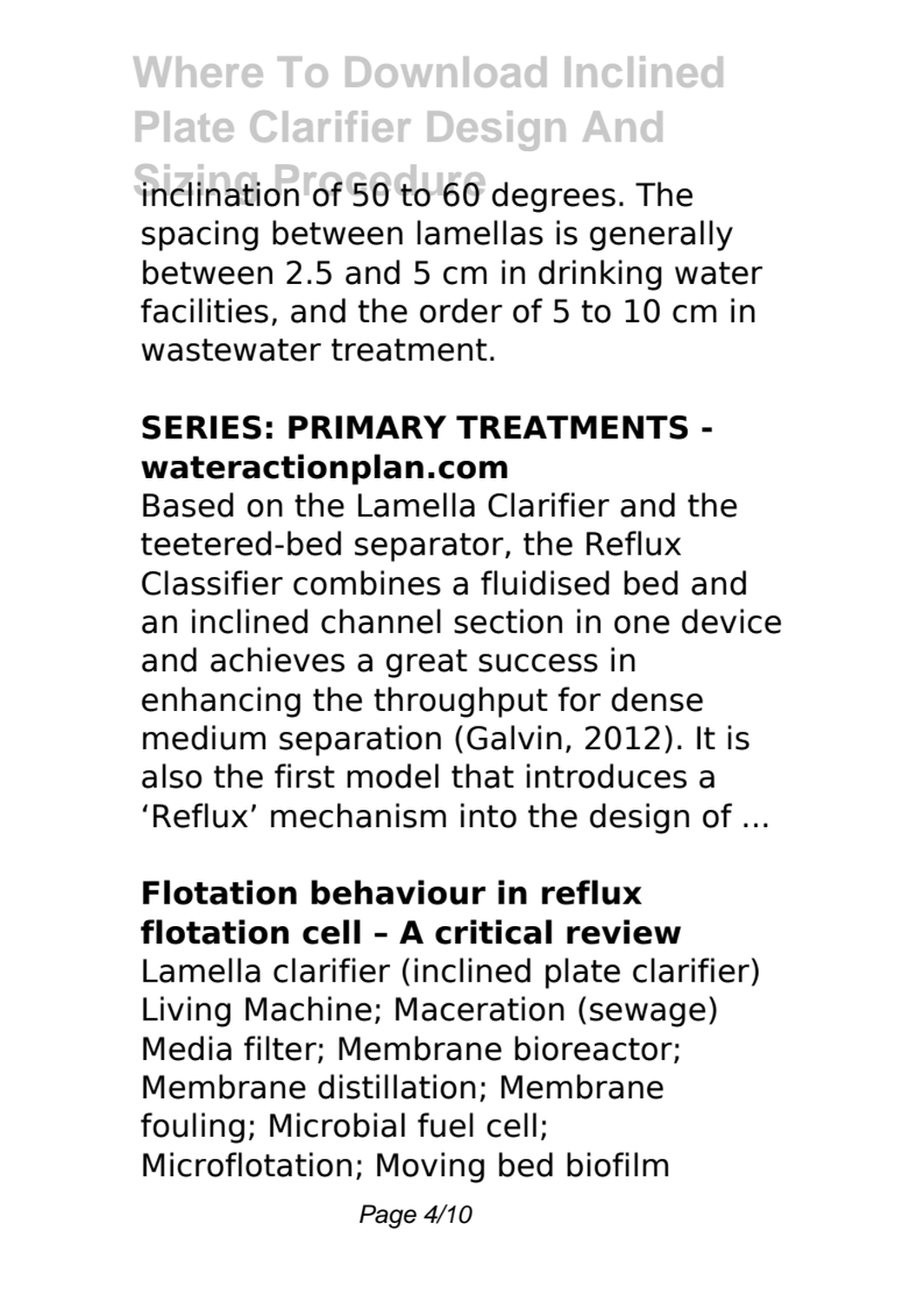inclination of 50 to 60 degrees. The spacing between lamellas is generally between 2.5 and 5 cm in drinking water facilities, and the order of 5 to 10 cm in wastewater treatment.

**SERIES: PRIMARY TREATMENTS - wateractionplan.com**

Based on the Lamella Clarifier and the teetered-bed separator, the Reflux Classifier combines a fluidised bed and an inclined channel section in one device and achieves a great success in enhancing the throughput for dense medium separation (Galvin, 2012). It is also the first model that introduces a 'Reflux' mechanism into the design of ...

**Flotation behaviour in reflux flotation cell – A critical review**

Lamella clarifier (inclined plate clarifier) Living Machine; Maceration (sewage) Media filter; Membrane bioreactor; Membrane distillation; Membrane fouling; Microbial fuel cell; Microflotation; Moving bed biofilm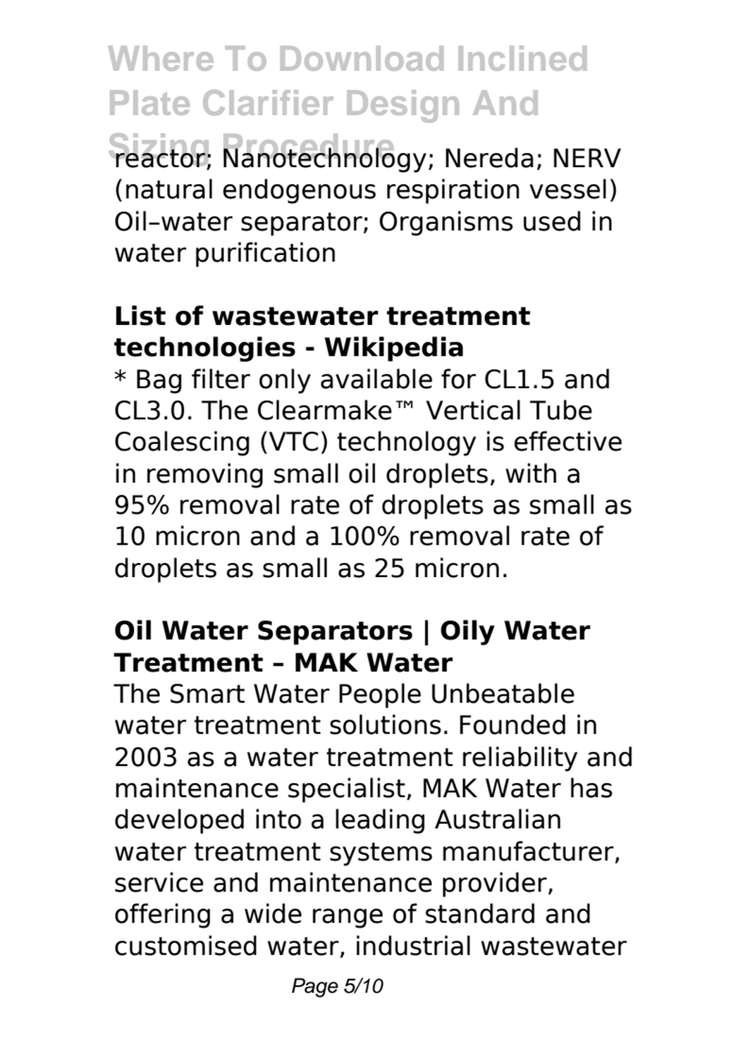reactor; Nanotechnology; Nereda; NERV (natural endogenous respiration vessel) Oil–water separator; Organisms used in water purification

**List of wastewater treatment technologies - Wikipedia**

* Bag filter only available for CL1.5 and CL3.0. The Clearmake™ Vertical Tube Coalescing (VTC) technology is effective in removing small oil droplets, with a 95% removal rate of droplets as small as 10 micron and a 100% removal rate of droplets as small as 25 micron.

**Oil Water Separators | Oily Water Treatment – MAK Water**

The Smart Water People Unbeatable water treatment solutions. Founded in 2003 as a water treatment reliability and maintenance specialist, MAK Water has developed into a leading Australian water treatment systems manufacturer, service and maintenance provider, offering a wide range of standard and customised water, industrial wastewater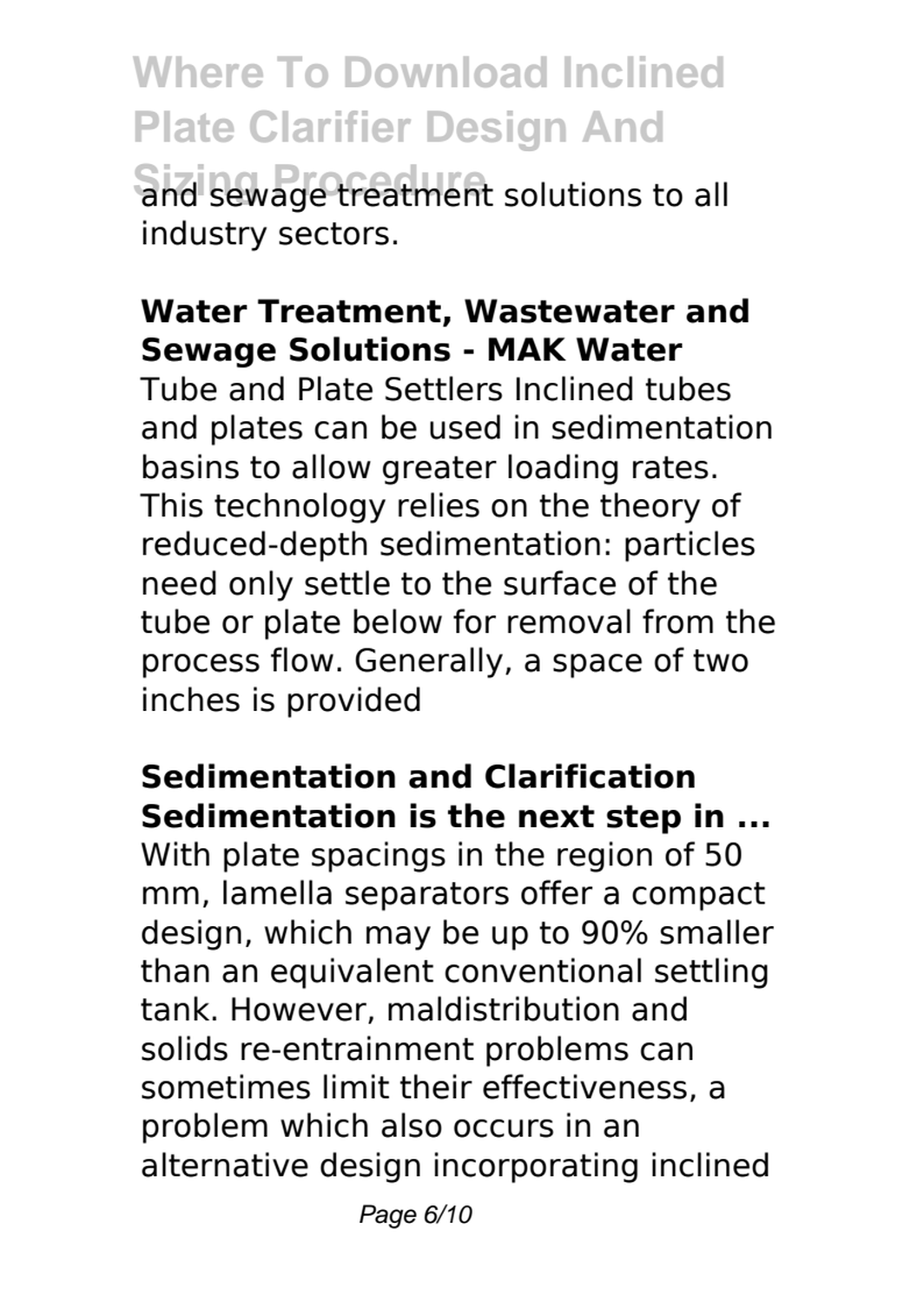and sewage treatment solutions to all industry sectors.

**Water Treatment, Wastewater and Sewage Solutions - MAK Water**

Tube and Plate Settlers Inclined tubes and plates can be used in sedimentation basins to allow greater loading rates. This technology relies on the theory of reduced-depth sedimentation: particles need only settle to the surface of the tube or plate below for removal from the process flow. Generally, a space of two inches is provided

**Sedimentation and Clarification Sedimentation is the next step in ...**

With plate spacings in the region of 50 mm, lamella separators offer a compact design, which may be up to 90% smaller than an equivalent conventional settling tank. However, maldistribution and solids re-entrainment problems can sometimes limit their effectiveness, a problem which also occurs in an alternative design incorporating inclined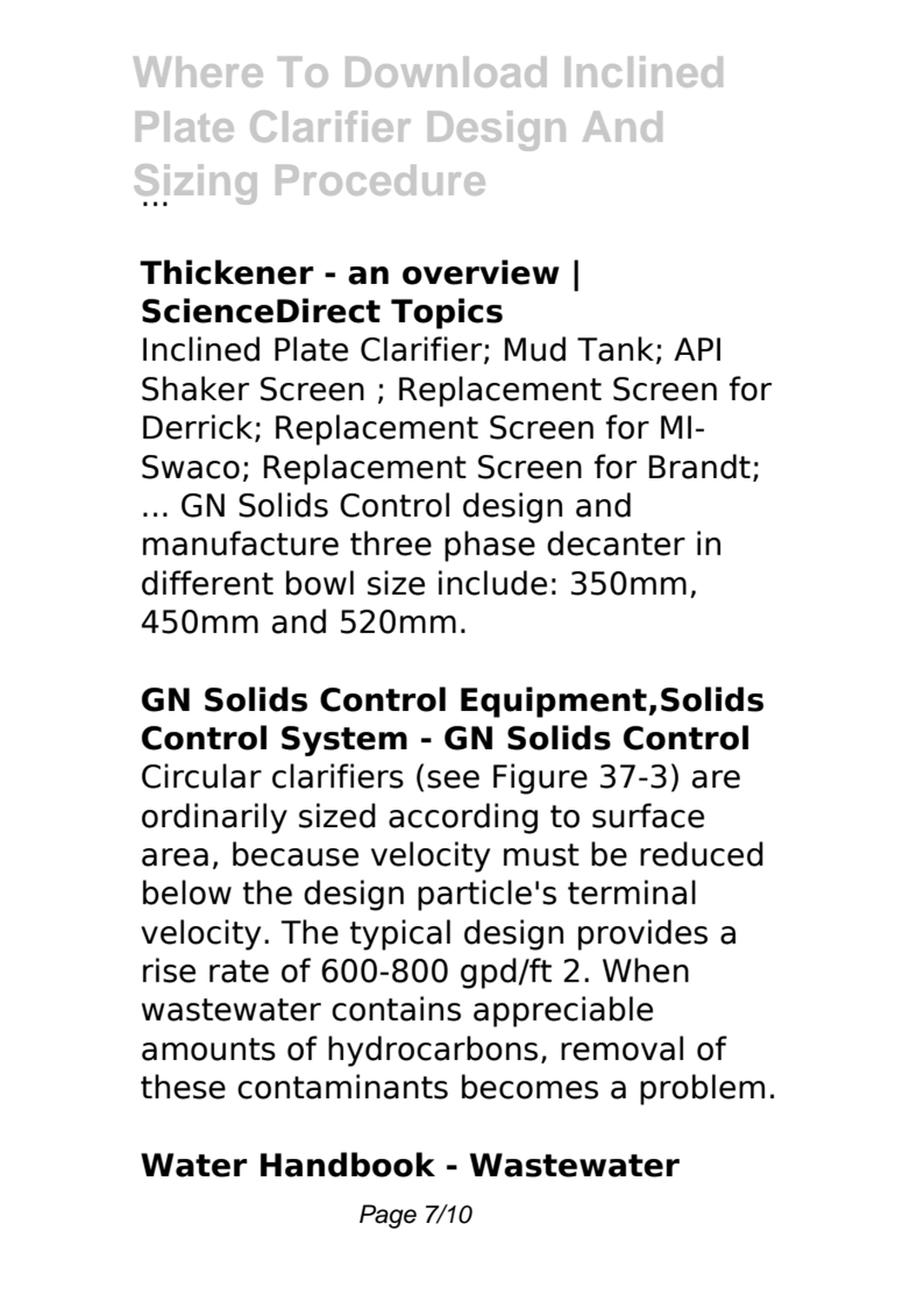...

**Thickener - an overview | ScienceDirect Topics**

Inclined Plate Clarifier; Mud Tank; API Shaker Screen ; Replacement Screen for Derrick; Replacement Screen for MI-Swaco; Replacement Screen for Brandt; ... GN Solids Control design and manufacture three phase decanter in different bowl size include: 350mm, 450mm and 520mm.

**GN Solids Control Equipment,Solids Control System - GN Solids Control**

Circular clarifiers (see Figure 37-3) are ordinarily sized according to surface area, because velocity must be reduced below the design particle's terminal velocity. The typical design provides a rise rate of 600-800 gpd/ft 2. When wastewater contains appreciable amounts of hydrocarbons, removal of these contaminants becomes a problem.

**Water Handbook - Wastewater**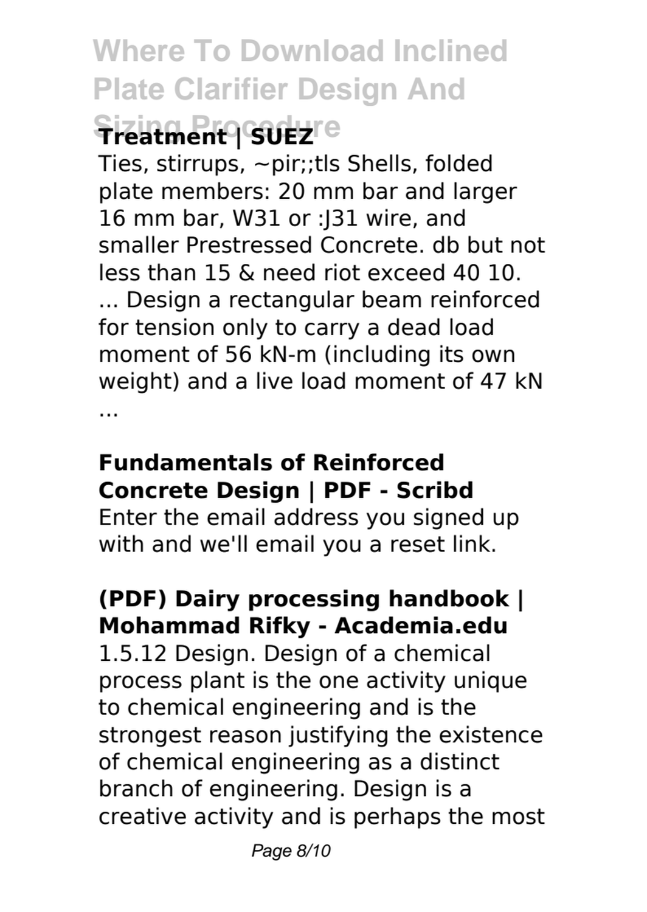**Treatment | SUEZ**

Ties, stirrups, ~pir;;tls Shells, folded plate members: 20 mm bar and larger 16 mm bar, W31 or :J31 wire, and smaller Prestressed Concrete. db but not less than 15 & need riot exceed 40 10. ... Design a rectangular beam reinforced for tension only to carry a dead load moment of 56 kN-m (including its own weight) and a live load moment of 47 kN ...

**Fundamentals of Reinforced Concrete Design | PDF - Scribd**

Enter the email address you signed up with and we'll email you a reset link.

**(PDF) Dairy processing handbook | Mohammad Rifky - Academia.edu**

1.5.12 Design. Design of a chemical process plant is the one activity unique to chemical engineering and is the strongest reason justifying the existence of chemical engineering as a distinct branch of engineering. Design is a creative activity and is perhaps the most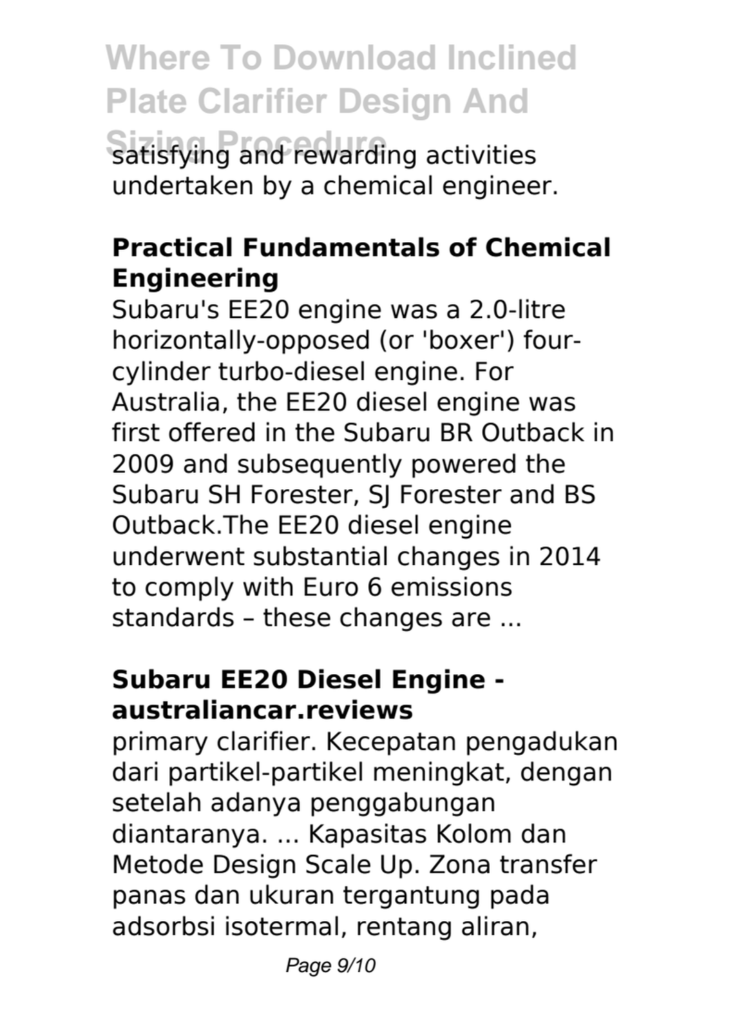satisfying and rewarding activities undertaken by a chemical engineer.

**Practical Fundamentals of Chemical Engineering**

Subaru's EE20 engine was a 2.0-litre horizontally-opposed (or 'boxer') four-cylinder turbo-diesel engine. For Australia, the EE20 diesel engine was first offered in the Subaru BR Outback in 2009 and subsequently powered the Subaru SH Forester, SJ Forester and BS Outback.The EE20 diesel engine underwent substantial changes in 2014 to comply with Euro 6 emissions standards – these changes are ...

**Subaru EE20 Diesel Engine - australiancar.reviews**

primary clarifier. Kecepatan pengadukan dari partikel-partikel meningkat, dengan setelah adanya penggabungan diantaranya. ... Kapasitas Kolom dan Metode Design Scale Up. Zona transfer panas dan ukuran tergantung pada adsorbsi isotermal, rentang aliran,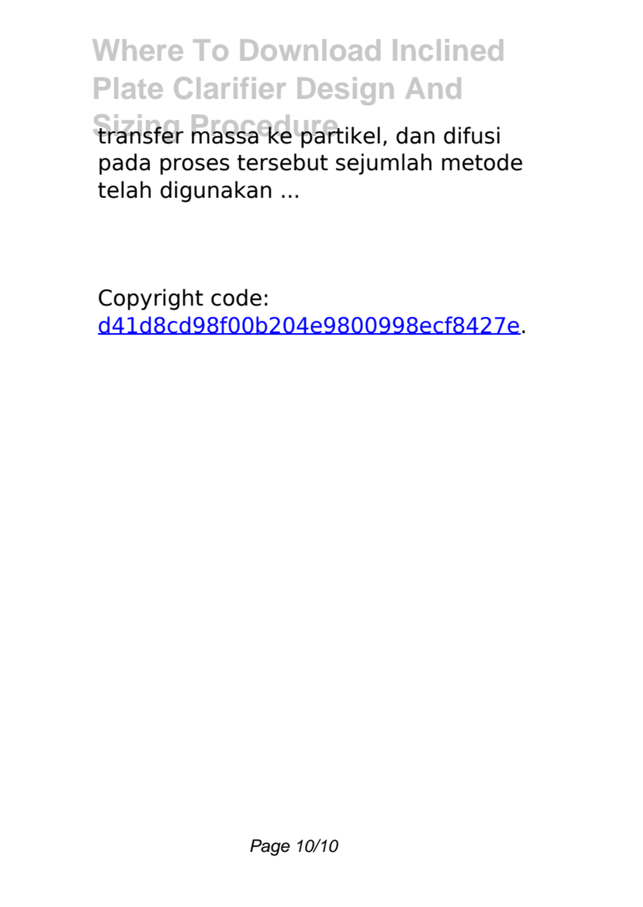transfer massa ke partikel, dan difusi pada proses tersebut sejumlah metode telah digunakan ...

Copyright code: [d41d8cd98f00b204e9800998ecf8427e](d41d8cd98f00b204e9800998ecf8427e).